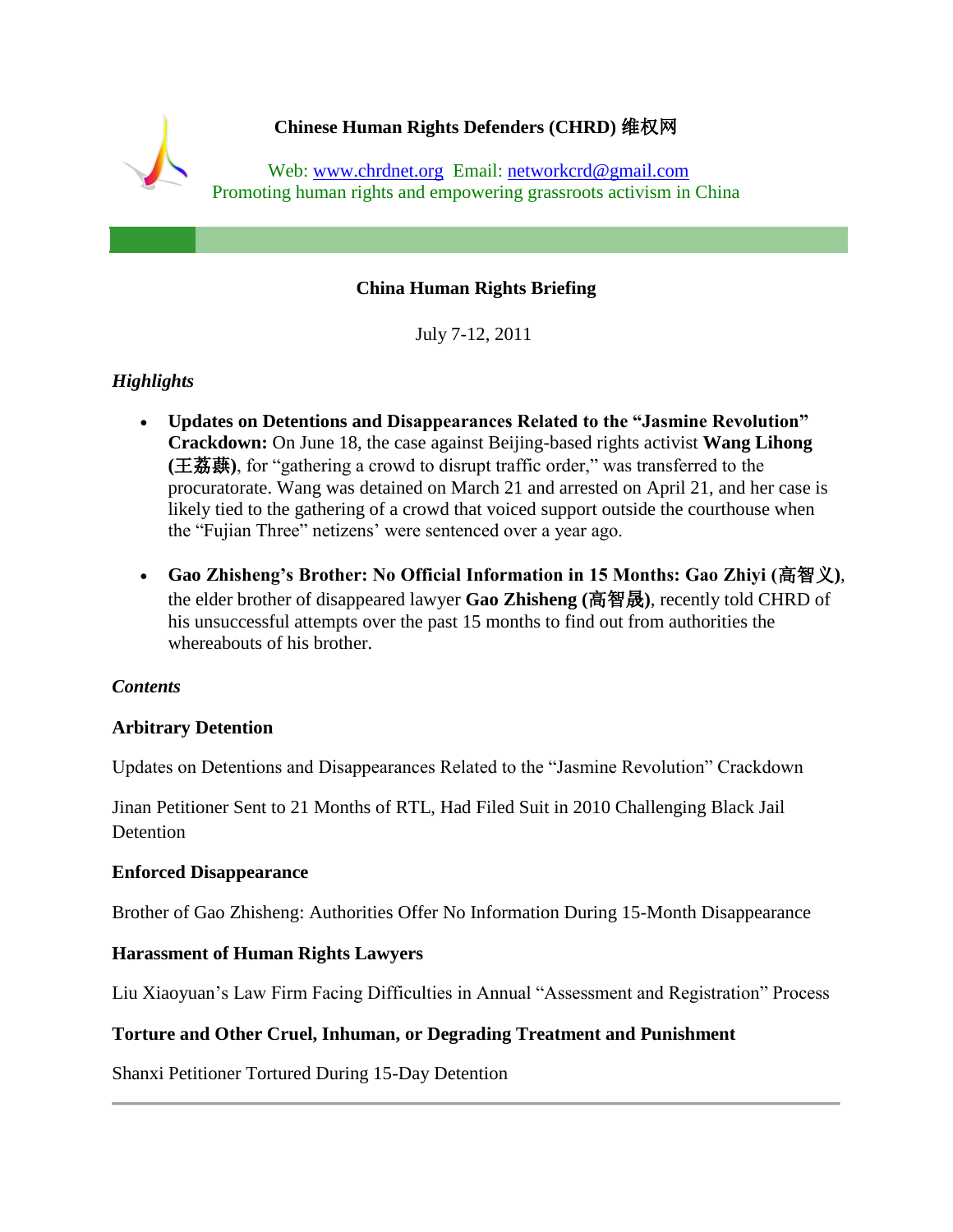**Chinese Human Rights Defenders (CHRD) 维权网**

Web: [www.chrdnet.org](http://www.chrdnet.org) Email: [networkcrd@gmail.com](mailto:networkcrd@gmail.com)
Promoting human rights and empowering grassroots activism in China

# China Human Rights Briefing

July 7-12, 2011

### *Highlights*

- **Updates on Detentions and Disappearances Related to the "Jasmine Revolution" Crackdown:** On June 18, the case against Beijing-based rights activist **Wang Lihong (王荔蕻)**, for "gathering a crowd to disrupt traffic order," was transferred to the procuratorate. Wang was detained on March 21 and arrested on April 21, and her case is likely tied to the gathering of a crowd that voiced support outside the courthouse when the "Fujian Three" netizens' were sentenced over a year ago.

- **Gao Zhisheng's Brother: No Official Information in 15 Months: Gao Zhiyi (高智义)**, the elder brother of disappeared lawyer **Gao Zhisheng (高智晟)**, recently told CHRD of his unsuccessful attempts over the past 15 months to find out from authorities the whereabouts of his brother.

### *Contents*

**Arbitrary Detention**

Updates on Detentions and Disappearances Related to the "Jasmine Revolution" Crackdown

Jinan Petitioner Sent to 21 Months of RTL, Had Filed Suit in 2010 Challenging Black Jail Detention

**Enforced Disappearance**

Brother of Gao Zhisheng: Authorities Offer No Information During 15-Month Disappearance

**Harassment of Human Rights Lawyers**

Liu Xiaoyuan's Law Firm Facing Difficulties in Annual "Assessment and Registration" Process

**Torture and Other Cruel, Inhuman, or Degrading Treatment and Punishment**

Shanxi Petitioner Tortured During 15-Day Detention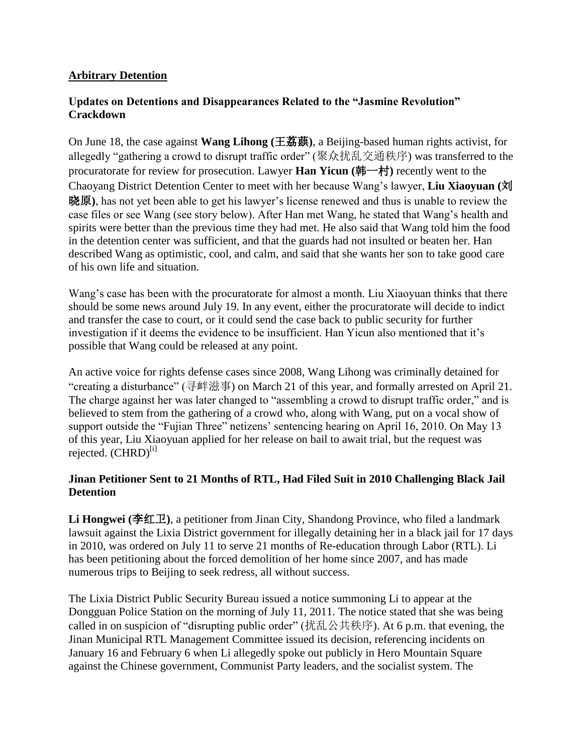## Arbitrary Detention

### Updates on Detentions and Disappearances Related to the "Jasmine Revolution" Crackdown

On June 18, the case against **Wang Lihong (王荔蕻)**, a Beijing-based human rights activist, for allegedly "gathering a crowd to disrupt traffic order" (聚众扰乱交通秩序) was transferred to the procuratorate for review for prosecution. Lawyer **Han Yicun (韩一村)** recently went to the Chaoyang District Detention Center to meet with her because Wang's lawyer, **Liu Xiaoyuan (刘晓原)**, has not yet been able to get his lawyer's license renewed and thus is unable to review the case files or see Wang (see story below). After Han met Wang, he stated that Wang's health and spirits were better than the previous time they had met. He also said that Wang told him the food in the detention center was sufficient, and that the guards had not insulted or beaten her. Han described Wang as optimistic, cool, and calm, and said that she wants her son to take good care of his own life and situation.

Wang's case has been with the procuratorate for almost a month. Liu Xiaoyuan thinks that there should be some news around July 19. In any event, either the procuratorate will decide to indict and transfer the case to court, or it could send the case back to public security for further investigation if it deems the evidence to be insufficient. Han Yicun also mentioned that it's possible that Wang could be released at any point.

An active voice for rights defense cases since 2008, Wang Lihong was criminally detained for "creating a disturbance" (寻衅滋事) on March 21 of this year, and formally arrested on April 21. The charge against her was later changed to "assembling a crowd to disrupt traffic order," and is believed to stem from the gathering of a crowd who, along with Wang, put on a vocal show of support outside the "Fujian Three" netizens' sentencing hearing on April 16, 2010. On May 13 of this year, Liu Xiaoyuan applied for her release on bail to await trial, but the request was rejected. (CHRD)[i]

### Jinan Petitioner Sent to 21 Months of RTL, Had Filed Suit in 2010 Challenging Black Jail Detention

**Li Hongwei (李红卫)**, a petitioner from Jinan City, Shandong Province, who filed a landmark lawsuit against the Lixia District government for illegally detaining her in a black jail for 17 days in 2010, was ordered on July 11 to serve 21 months of Re-education through Labor (RTL). Li has been petitioning about the forced demolition of her home since 2007, and has made numerous trips to Beijing to seek redress, all without success.

The Lixia District Public Security Bureau issued a notice summoning Li to appear at the Dongguan Police Station on the morning of July 11, 2011. The notice stated that she was being called in on suspicion of "disrupting public order" (扰乱公共秩序). At 6 p.m. that evening, the Jinan Municipal RTL Management Committee issued its decision, referencing incidents on January 16 and February 6 when Li allegedly spoke out publicly in Hero Mountain Square against the Chinese government, Communist Party leaders, and the socialist system. The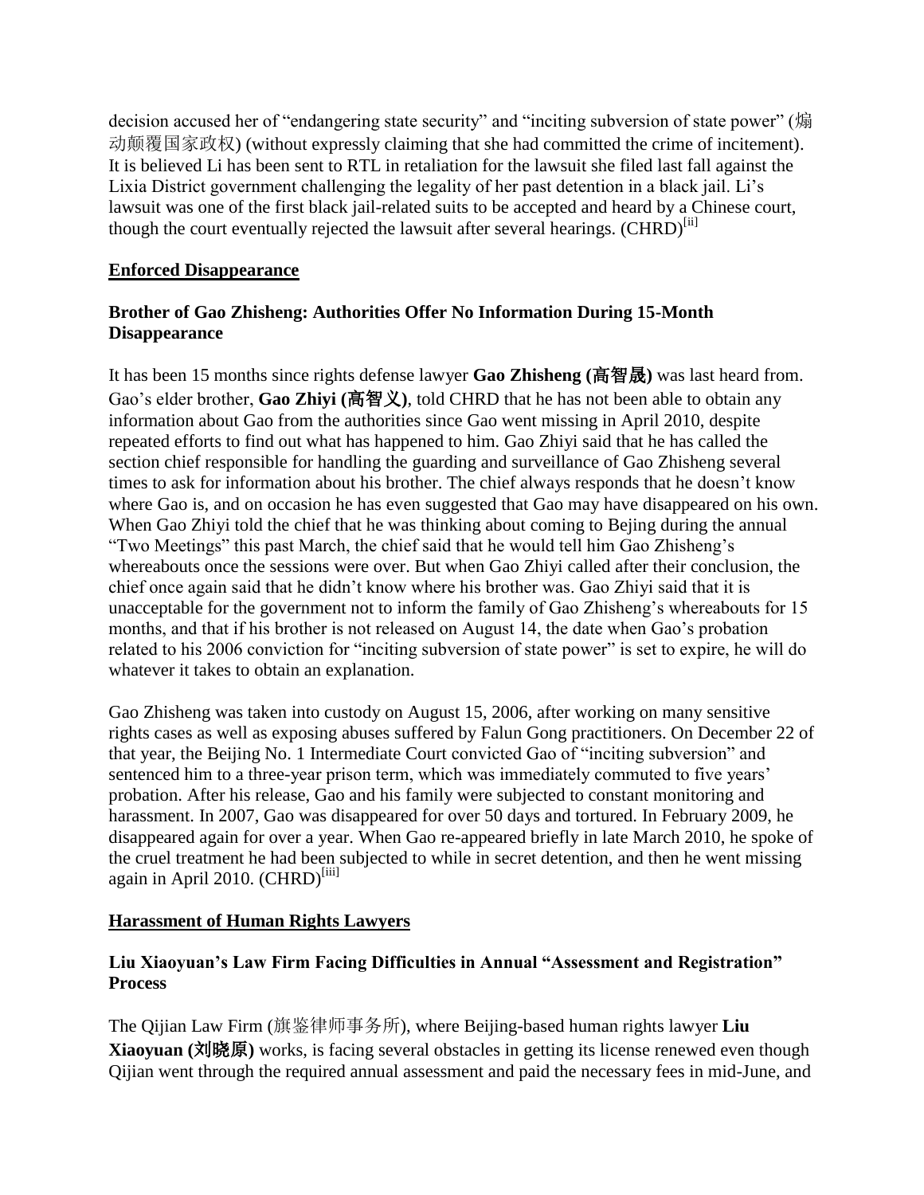decision accused her of "endangering state security" and "inciting subversion of state power" (煽动颠覆国家政权) (without expressly claiming that she had committed the crime of incitement). It is believed Li has been sent to RTL in retaliation for the lawsuit she filed last fall against the Lixia District government challenging the legality of her past detention in a black jail. Li's lawsuit was one of the first black jail-related suits to be accepted and heard by a Chinese court, though the court eventually rejected the lawsuit after several hearings. (CHRD)[ii]

## Enforced Disappearance

### Brother of Gao Zhisheng: Authorities Offer No Information During 15-Month Disappearance

It has been 15 months since rights defense lawyer **Gao Zhisheng (高智晟)** was last heard from. Gao's elder brother, **Gao Zhiyi (高智义)**, told CHRD that he has not been able to obtain any information about Gao from the authorities since Gao went missing in April 2010, despite repeated efforts to find out what has happened to him. Gao Zhiyi said that he has called the section chief responsible for handling the guarding and surveillance of Gao Zhisheng several times to ask for information about his brother. The chief always responds that he doesn't know where Gao is, and on occasion he has even suggested that Gao may have disappeared on his own. When Gao Zhiyi told the chief that he was thinking about coming to Bejing during the annual "Two Meetings" this past March, the chief said that he would tell him Gao Zhisheng's whereabouts once the sessions were over. But when Gao Zhiyi called after their conclusion, the chief once again said that he didn't know where his brother was. Gao Zhiyi said that it is unacceptable for the government not to inform the family of Gao Zhisheng's whereabouts for 15 months, and that if his brother is not released on August 14, the date when Gao's probation related to his 2006 conviction for "inciting subversion of state power" is set to expire, he will do whatever it takes to obtain an explanation.

Gao Zhisheng was taken into custody on August 15, 2006, after working on many sensitive rights cases as well as exposing abuses suffered by Falun Gong practitioners. On December 22 of that year, the Beijing No. 1 Intermediate Court convicted Gao of "inciting subversion" and sentenced him to a three-year prison term, which was immediately commuted to five years' probation. After his release, Gao and his family were subjected to constant monitoring and harassment. In 2007, Gao was disappeared for over 50 days and tortured. In February 2009, he disappeared again for over a year. When Gao re-appeared briefly in late March 2010, he spoke of the cruel treatment he had been subjected to while in secret detention, and then he went missing again in April 2010. (CHRD)[iii]

## Harassment of Human Rights Lawyers

### Liu Xiaoyuan's Law Firm Facing Difficulties in Annual "Assessment and Registration" Process

The Qijian Law Firm (旗鉴律师事务所), where Beijing-based human rights lawyer **Liu Xiaoyuan (刘晓原)** works, is facing several obstacles in getting its license renewed even though Qijian went through the required annual assessment and paid the necessary fees in mid-June, and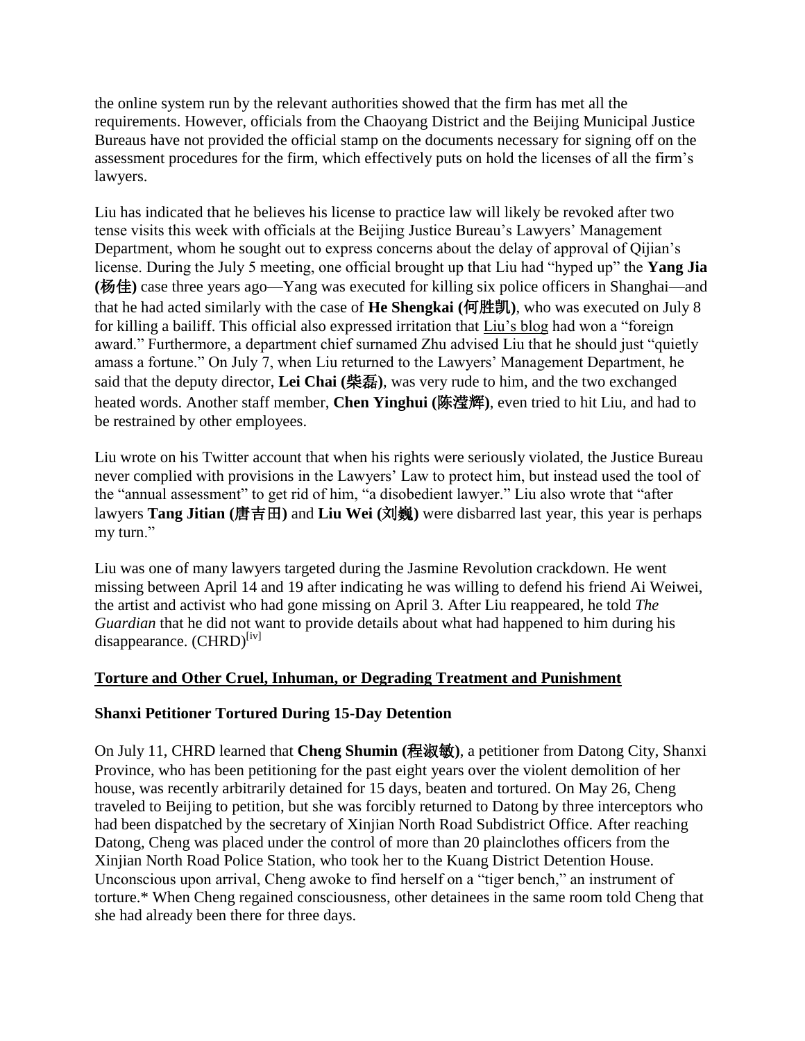the online system run by the relevant authorities showed that the firm has met all the requirements. However, officials from the Chaoyang District and the Beijing Municipal Justice Bureaus have not provided the official stamp on the documents necessary for signing off on the assessment procedures for the firm, which effectively puts on hold the licenses of all the firm's lawyers.

Liu has indicated that he believes his license to practice law will likely be revoked after two tense visits this week with officials at the Beijing Justice Bureau's Lawyers' Management Department, whom he sought out to express concerns about the delay of approval of Qijian's license. During the July 5 meeting, one official brought up that Liu had "hyped up" the **Yang Jia (杨佳)** case three years ago—Yang was executed for killing six police officers in Shanghai—and that he had acted similarly with the case of **He Shengkai (何胜凯)**, who was executed on July 8 for killing a bailiff. This official also expressed irritation that Liu's blog had won a "foreign award." Furthermore, a department chief surnamed Zhu advised Liu that he should just "quietly amass a fortune." On July 7, when Liu returned to the Lawyers' Management Department, he said that the deputy director, **Lei Chai (柴磊)**, was very rude to him, and the two exchanged heated words. Another staff member, **Chen Yinghui (陈滢辉)**, even tried to hit Liu, and had to be restrained by other employees.

Liu wrote on his Twitter account that when his rights were seriously violated, the Justice Bureau never complied with provisions in the Lawyers' Law to protect him, but instead used the tool of the "annual assessment" to get rid of him, "a disobedient lawyer." Liu also wrote that "after lawyers **Tang Jitian (唐吉田)** and **Liu Wei (刘巍)** were disbarred last year, this year is perhaps my turn."

Liu was one of many lawyers targeted during the Jasmine Revolution crackdown. He went missing between April 14 and 19 after indicating he was willing to defend his friend Ai Weiwei, the artist and activist who had gone missing on April 3. After Liu reappeared, he told *The Guardian* that he did not want to provide details about what had happened to him during his disappearance. (CHRD)[iv]

## Torture and Other Cruel, Inhuman, or Degrading Treatment and Punishment

### Shanxi Petitioner Tortured During 15-Day Detention

On July 11, CHRD learned that **Cheng Shumin (程淑敏)**, a petitioner from Datong City, Shanxi Province, who has been petitioning for the past eight years over the violent demolition of her house, was recently arbitrarily detained for 15 days, beaten and tortured. On May 26, Cheng traveled to Beijing to petition, but she was forcibly returned to Datong by three interceptors who had been dispatched by the secretary of Xinjian North Road Subdistrict Office. After reaching Datong, Cheng was placed under the control of more than 20 plainclothes officers from the Xinjian North Road Police Station, who took her to the Kuang District Detention House. Unconscious upon arrival, Cheng awoke to find herself on a "tiger bench," an instrument of torture.* When Cheng regained consciousness, other detainees in the same room told Cheng that she had already been there for three days.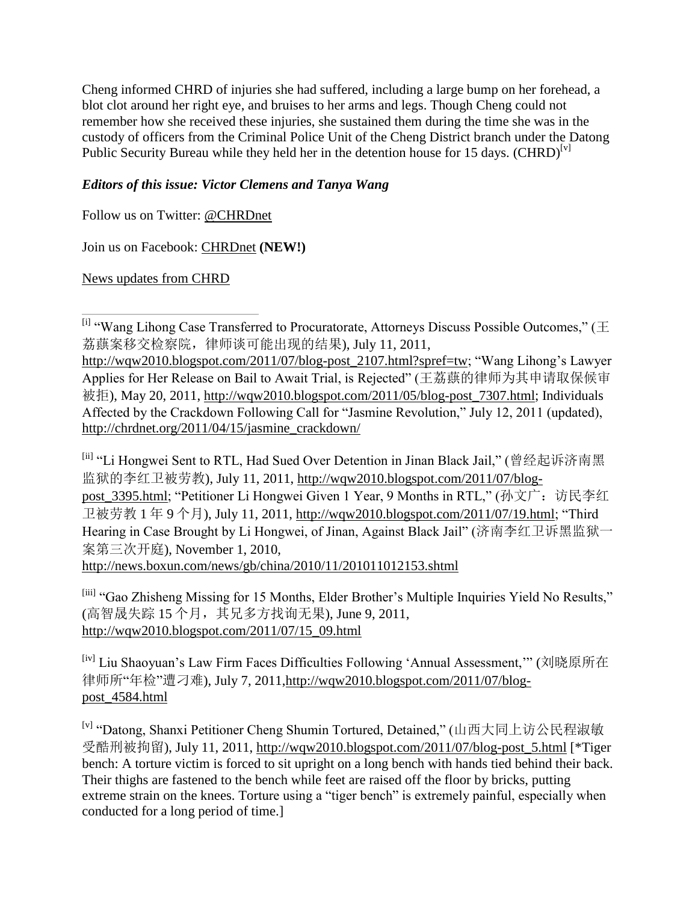Cheng informed CHRD of injuries she had suffered, including a large bump on her forehead, a blot clot around her right eye, and bruises to her arms and legs. Though Cheng could not remember how she received these injuries, she sustained them during the time she was in the custody of officers from the Criminal Police Unit of the Cheng District branch under the Datong Public Security Bureau while they held her in the detention house for 15 days. (CHRD)[v]

***Editors of this issue: Victor Clemens and Tanya Wang***

Follow us on Twitter: @CHRDnet

Join us on Facebook: CHRDnet **(NEW!)**

News updates from CHRD

---

[i] "Wang Lihong Case Transferred to Procuratorate, Attorneys Discuss Possible Outcomes," (王荔蕻案移交检察院，律师谈可能出现的结果), July 11, 2011, http://wqw2010.blogspot.com/2011/07/blog-post_2107.html?spref=tw; "Wang Lihong's Lawyer Applies for Her Release on Bail to Await Trial, is Rejected" (王荔蕻的律师为其申请取保候审被拒), May 20, 2011, http://wqw2010.blogspot.com/2011/05/blog-post_7307.html; Individuals Affected by the Crackdown Following Call for "Jasmine Revolution," July 12, 2011 (updated), http://chrdnet.org/2011/04/15/jasmine_crackdown/

[ii] "Li Hongwei Sent to RTL, Had Sued Over Detention in Jinan Black Jail," (曾经起诉济南黑监狱的李红卫被劳教), July 11, 2011, http://wqw2010.blogspot.com/2011/07/blog-post_3395.html; "Petitioner Li Hongwei Given 1 Year, 9 Months in RTL," (孙文广：访民李红卫被劳教 1 年 9 个月), July 11, 2011, http://wqw2010.blogspot.com/2011/07/19.html; "Third Hearing in Case Brought by Li Hongwei, of Jinan, Against Black Jail" (济南李红卫诉黑监狱一案第三次开庭), November 1, 2010, http://news.boxun.com/news/gb/china/2010/11/201011012153.shtml

[iii] "Gao Zhisheng Missing for 15 Months, Elder Brother's Multiple Inquiries Yield No Results," (高智晟失踪 15 个月，其兄多方找询无果), June 9, 2011, http://wqw2010.blogspot.com/2011/07/15_09.html

[iv] Liu Shaoyuan's Law Firm Faces Difficulties Following 'Annual Assessment,'" (刘晓原所在律师所"年检"遭刁难), July 7, 2011,http://wqw2010.blogspot.com/2011/07/blog-post_4584.html

[v] "Datong, Shanxi Petitioner Cheng Shumin Tortured, Detained," (山西大同上访公民程淑敏受酷刑被拘留), July 11, 2011, http://wqw2010.blogspot.com/2011/07/blog-post_5.html [*Tiger bench: A torture victim is forced to sit upright on a long bench with hands tied behind their back. Their thighs are fastened to the bench while feet are raised off the floor by bricks, putting extreme strain on the knees. Torture using a "tiger bench" is extremely painful, especially when conducted for a long period of time.]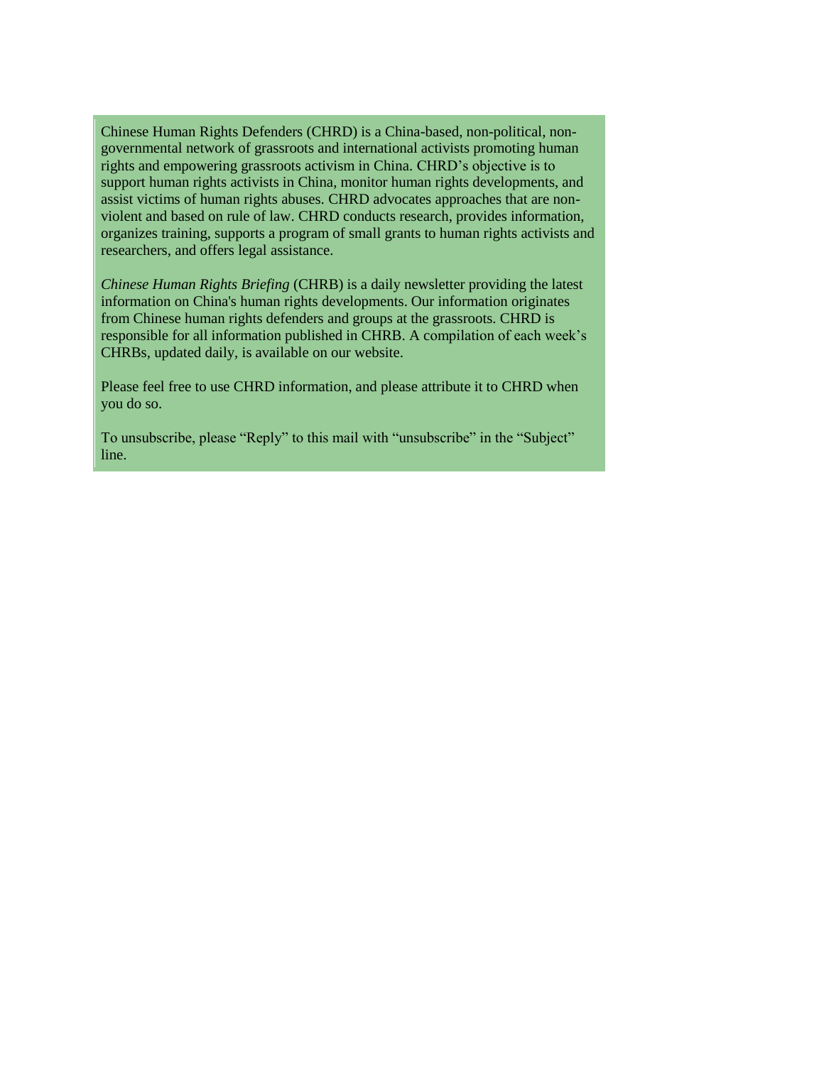Chinese Human Rights Defenders (CHRD) is a China-based, non-political, non-governmental network of grassroots and international activists promoting human rights and empowering grassroots activism in China. CHRD's objective is to support human rights activists in China, monitor human rights developments, and assist victims of human rights abuses. CHRD advocates approaches that are non-violent and based on rule of law. CHRD conducts research, provides information, organizes training, supports a program of small grants to human rights activists and researchers, and offers legal assistance.

*Chinese Human Rights Briefing* (CHRB) is a daily newsletter providing the latest information on China's human rights developments. Our information originates from Chinese human rights defenders and groups at the grassroots. CHRD is responsible for all information published in CHRB. A compilation of each week's CHRBs, updated daily, is available on our website.

Please feel free to use CHRD information, and please attribute it to CHRD when you do so.

To unsubscribe, please "Reply" to this mail with "unsubscribe" in the "Subject" line.